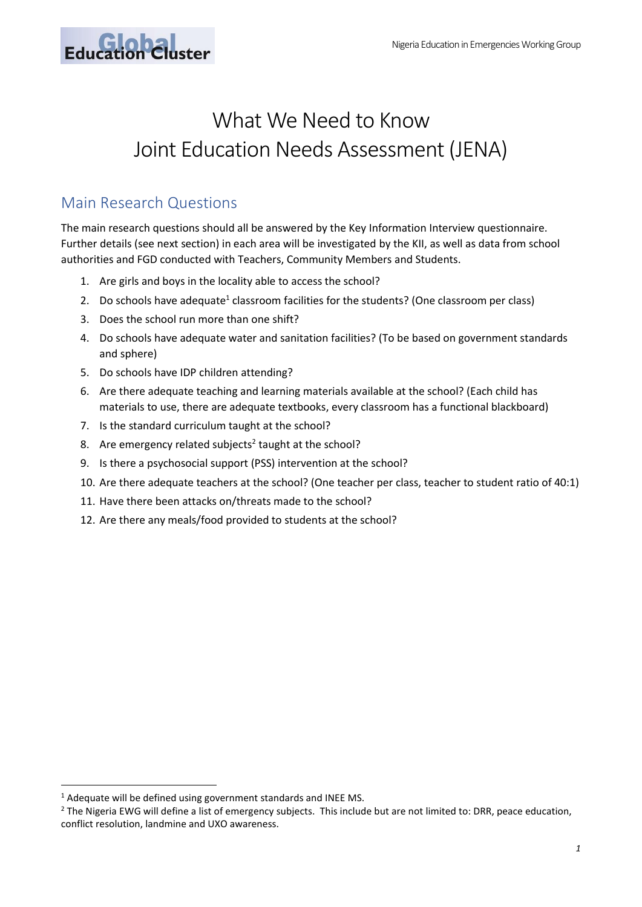# What We Need to Know
# Joint Education Needs Assessment (JENA)

## Main Research Questions

The main research questions should all be answered by the Key Information Interview questionnaire. Further details (see next section) in each area will be investigated by the KII, as well as data from school authorities and FGD conducted with Teachers, Community Members and Students.

1. Are girls and boys in the locality able to access the school?
2. Do schools have adequate[1] classroom facilities for the students? (One classroom per class)
3. Does the school run more than one shift?
4. Do schools have adequate water and sanitation facilities? (To be based on government standards and sphere)
5. Do schools have IDP children attending?
6. Are there adequate teaching and learning materials available at the school? (Each child has materials to use, there are adequate textbooks, every classroom has a functional blackboard)
7. Is the standard curriculum taught at the school?
8. Are emergency related subjects[2] taught at the school?
9. Is there a psychosocial support (PSS) intervention at the school?
10. Are there adequate teachers at the school? (One teacher per class, teacher to student ratio of 40:1)
11. Have there been attacks on/threats made to the school?
12. Are there any meals/food provided to students at the school?

---

[1] Adequate will be defined using government standards and INEE MS.

[2] The Nigeria EWG will define a list of emergency subjects. This include but are not limited to: DRR, peace education, conflict resolution, landmine and UXO awareness.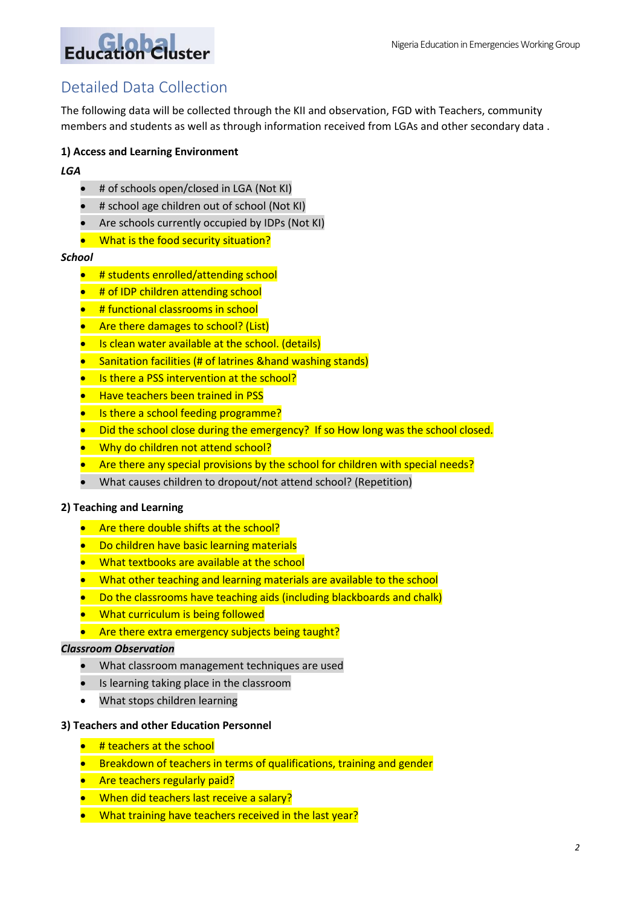# Detailed Data Collection

The following data will be collected through the KII and observation, FGD with Teachers, community members and students as well as through information received from LGAs and other secondary data .

**1) Access and Learning Environment**

***LGA***

- # of schools open/closed in LGA (Not KI)
- # school age children out of school (Not KI)
- Are schools currently occupied by IDPs (Not KI)
- What is the food security situation?

***School***

- # students enrolled/attending school
- # of IDP children attending school
- # functional classrooms in school
- Are there damages to school? (List)
- Is clean water available at the school. (details)
- Sanitation facilities (# of latrines &hand washing stands)
- Is there a PSS intervention at the school?
- Have teachers been trained in PSS
- Is there a school feeding programme?
- Did the school close during the emergency? If so How long was the school closed.
- Why do children not attend school?
- Are there any special provisions by the school for children with special needs?
- What causes children to dropout/not attend school? (Repetition)

**2) Teaching and Learning**

- Are there double shifts at the school?
- Do children have basic learning materials
- What textbooks are available at the school
- What other teaching and learning materials are available to the school
- Do the classrooms have teaching aids (including blackboards and chalk)
- What curriculum is being followed
- Are there extra emergency subjects being taught?

***Classroom Observation***

- What classroom management techniques are used
- Is learning taking place in the classroom
- What stops children learning

**3) Teachers and other Education Personnel**

- # teachers at the school
- Breakdown of teachers in terms of qualifications, training and gender
- Are teachers regularly paid?
- When did teachers last receive a salary?
- What training have teachers received in the last year?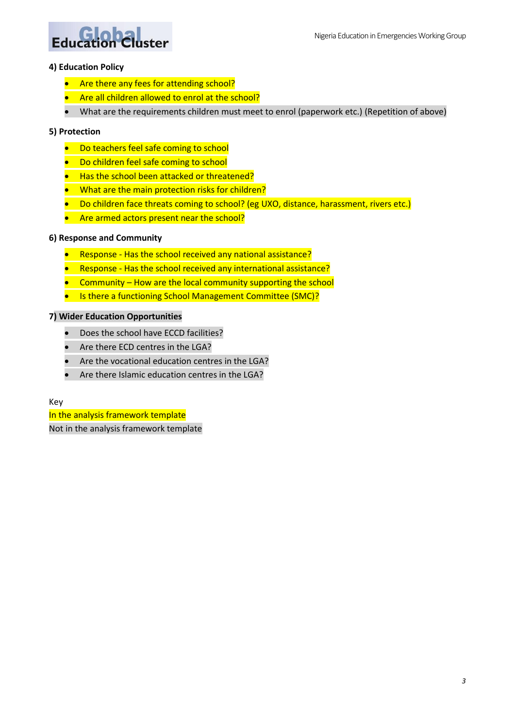**4) Education Policy**

- Are there any fees for attending school?
- Are all children allowed to enrol at the school?
- What are the requirements children must meet to enrol (paperwork etc.) (Repetition of above)

**5) Protection**

- Do teachers feel safe coming to school
- Do children feel safe coming to school
- Has the school been attacked or threatened?
- What are the main protection risks for children?
- Do children face threats coming to school? (eg UXO, distance, harassment, rivers etc.)
- Are armed actors present near the school?

**6) Response and Community**

- Response - Has the school received any national assistance?
- Response - Has the school received any international assistance?
- Community – How are the local community supporting the school
- Is there a functioning School Management Committee (SMC)?

**7) Wider Education Opportunities**

- Does the school have ECCD facilities?
- Are there ECD centres in the LGA?
- Are the vocational education centres in the LGA?
- Are there Islamic education centres in the LGA?

Key

In the analysis framework template

Not in the analysis framework template